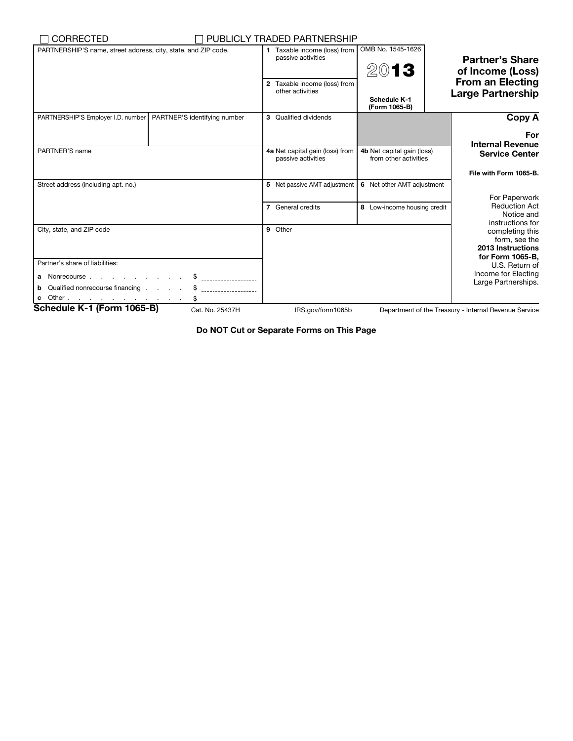☐ CORRECTED ☐ PUBLICLY TRADED PARTNERSHIP

# Partner's Share of Income (Loss) From an Electing Large Partnership

OMB No. 1545-1626

**2013**

**Schedule K-1 (Form 1065-B)**

| | | | |
|---|---|---|---|
| PARTNERSHIP'S name, street address, city, state, and ZIP code. | | 1 Taxable income (loss) from passive activities | |
| | | 2 Taxable income (loss) from other activities | |
| PARTNERSHIP'S Employer I.D. number | PARTNER'S identifying number | 3 Qualified dividends | |
| PARTNER'S name | | 4a Net capital gain (loss) from passive activities | 4b Net capital gain (loss) from other activities |
| Street address (including apt. no.) | | 5 Net passive AMT adjustment | 6 Net other AMT adjustment |
| | | 7 General credits | 8 Low-income housing credit |
| City, state, and ZIP code | | 9 Other | |

Partner's share of liabilities:

**a** Nonrecourse . . . . . . . . . . $ ____________

**b** Qualified nonrecourse financing . . . . $ ____________

**c** Other . . . . . . . . . . . . $

**Copy A**

**For Internal Revenue Service Center**

**File with Form 1065-B.**

For Paperwork Reduction Act Notice and instructions for completing this form, see the **2013 Instructions for Form 1065-B,** U.S. Return of Income for Electing Large Partnerships.

**Schedule K-1 (Form 1065-B)** Cat. No. 25437H IRS.gov/form1065b Department of the Treasury - Internal Revenue Service

**Do NOT Cut or Separate Forms on This Page**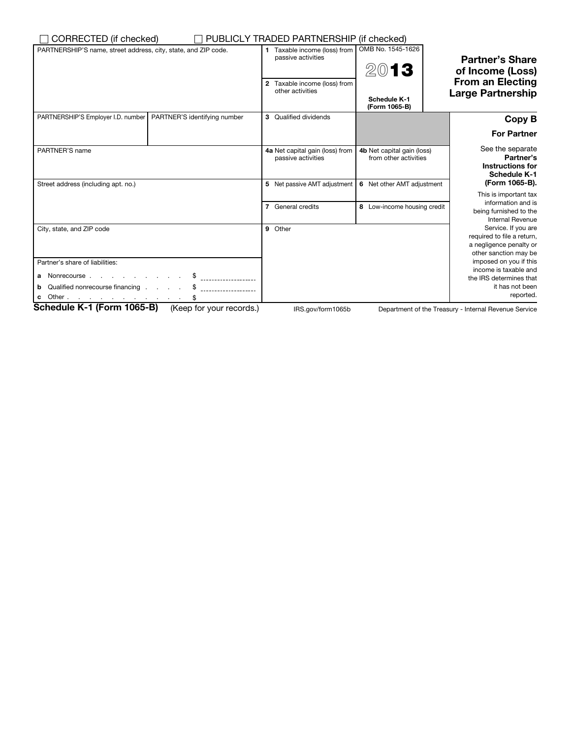☐ CORRECTED (if checked) ☐ PUBLICLY TRADED PARTNERSHIP (if checked)

| PARTNERSHIP'S name, street address, city, state, and ZIP code. | | 1 Taxable income (loss) from passive activities | OMB No. 1545-1626 **2013** | **Partner's Share of Income (Loss) From an Electing Large Partnership** |
|---|---|---|---|---|
| | | 2 Taxable income (loss) from other activities | **Schedule K-1 (Form 1065-B)** | |
| PARTNERSHIP'S Employer I.D. number | PARTNER'S identifying number | 3 Qualified dividends | | **Copy B** **For Partner** |
| PARTNER'S name | | 4a Net capital gain (loss) from passive activities | 4b Net capital gain (loss) from other activities | See the separate **Partner's Instructions for Schedule K-1 (Form 1065-B).** |
| Street address (including apt. no.) | | 5 Net passive AMT adjustment | 6 Net other AMT adjustment | This is important tax information and is being furnished to the Internal Revenue Service. If you are required to file a return, a negligence penalty or other sanction may be imposed on you if this income is taxable and the IRS determines that it has not been reported. |
| | | 7 General credits | 8 Low-income housing credit | |
| City, state, and ZIP code | | 9 Other | | |
| Partner's share of liabilities: **a** Nonrecourse . . . . . . . . . . $ **b** Qualified nonrecourse financing . . . . $ **c** Other . . . . . . . . . . . . $ | | | | |

**Schedule K-1 (Form 1065-B)** (Keep for your records.) IRS.gov/form1065b Department of the Treasury - Internal Revenue Service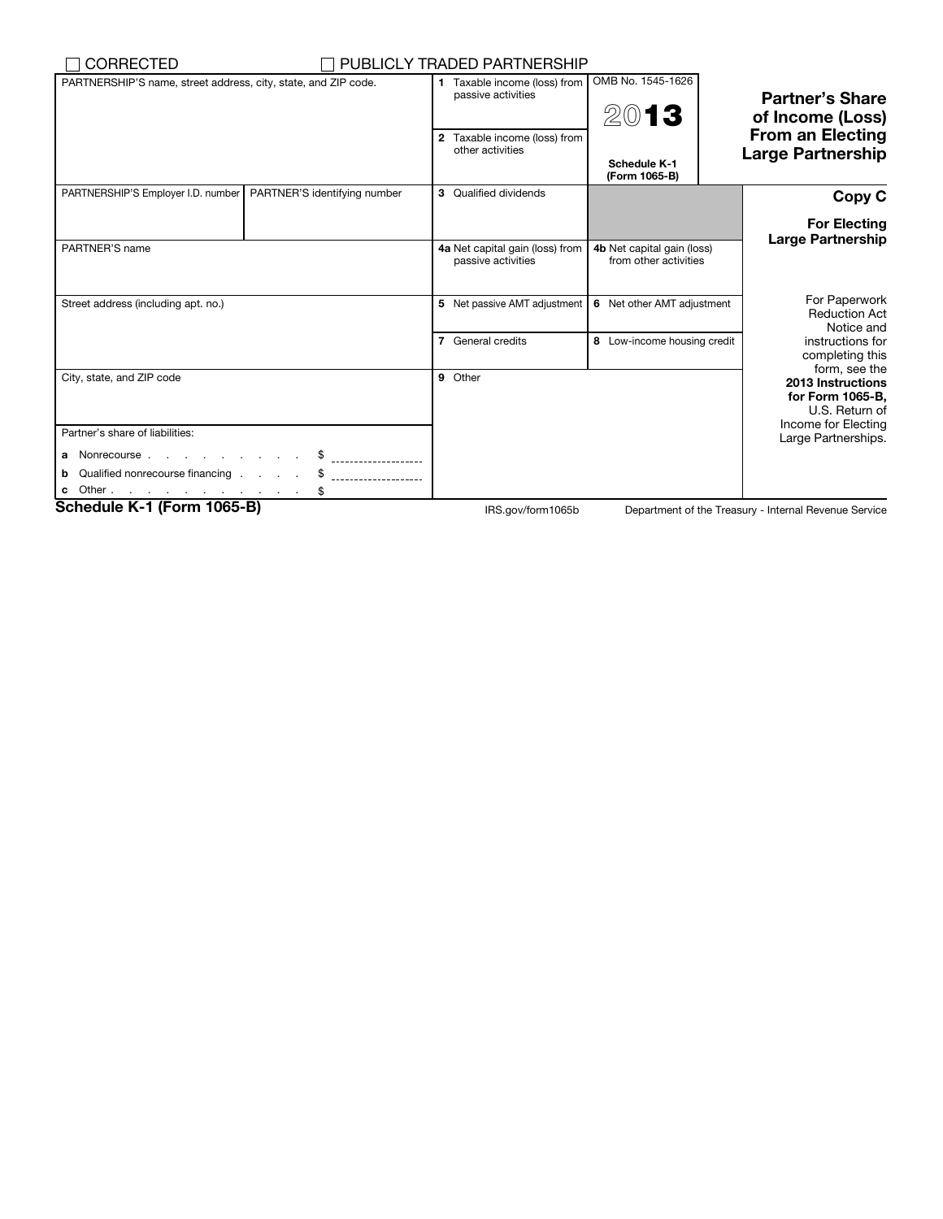☐ CORRECTED ☐ PUBLICLY TRADED PARTNERSHIP

| | | | |
|---|---|---|---|
| PARTNERSHIP'S name, street address, city, state, and ZIP code. | 1 Taxable income (loss) from passive activities | OMB No. 1545-1626 **2013** | **Partner's Share of Income (Loss) From an Electing Large Partnership** |
| | 2 Taxable income (loss) from other activities | **Schedule K-1 (Form 1065-B)** | |
| PARTNERSHIP'S Employer I.D. number / PARTNER'S identifying number | 3 Qualified dividends | | **Copy C** **For Electing Large Partnership** |
| PARTNER'S name | 4a Net capital gain (loss) from passive activities | 4b Net capital gain (loss) from other activities | |
| Street address (including apt. no.) | 5 Net passive AMT adjustment | 6 Net other AMT adjustment | For Paperwork Reduction Act Notice and instructions for completing this form, see the **2013 Instructions for Form 1065-B,** U.S. Return of Income for Electing Large Partnerships. |
| | 7 General credits | 8 Low-income housing credit | |
| City, state, and ZIP code | 9 Other | | |
| Partner's share of liabilities: **a** Nonrecourse . . . . . . . . . . $ ________ **b** Qualified nonrecourse financing . . . . $ ________ **c** Other . . . . . . . . . . . . $ | | | |

**Schedule K-1 (Form 1065-B)** IRS.gov/form1065b Department of the Treasury - Internal Revenue Service